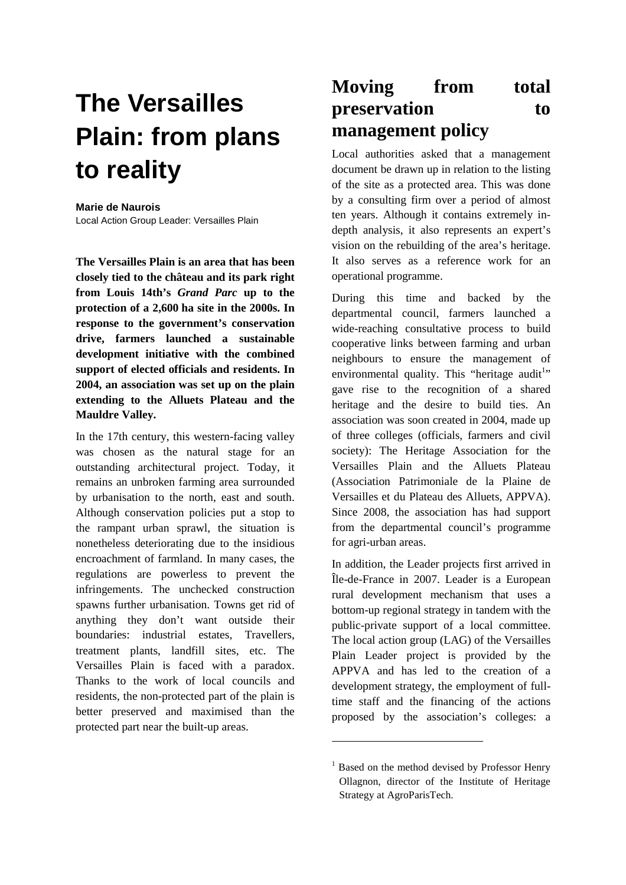# The Versailles Plain: from plans to reality

**Marie de Naurois**
Local Action Group Leader: Versailles Plain

**The Versailles Plain is an area that has been closely tied to the château and its park right from Louis 14th's *Grand Parc* up to the protection of a 2,600 ha site in the 2000s. In response to the government's conservation drive, farmers launched a sustainable development initiative with the combined support of elected officials and residents. In 2004, an association was set up on the plain extending to the Alluets Plateau and the Mauldre Valley.**

In the 17th century, this western-facing valley was chosen as the natural stage for an outstanding architectural project. Today, it remains an unbroken farming area surrounded by urbanisation to the north, east and south. Although conservation policies put a stop to the rampant urban sprawl, the situation is nonetheless deteriorating due to the insidious encroachment of farmland. In many cases, the regulations are powerless to prevent the infringements. The unchecked construction spawns further urbanisation. Towns get rid of anything they don't want outside their boundaries: industrial estates, Travellers, treatment plants, landfill sites, etc. The Versailles Plain is faced with a paradox. Thanks to the work of local councils and residents, the non-protected part of the plain is better preserved and maximised than the protected part near the built-up areas.

## Moving from total preservation to management policy

Local authorities asked that a management document be drawn up in relation to the listing of the site as a protected area. This was done by a consulting firm over a period of almost ten years. Although it contains extremely in-depth analysis, it also represents an expert's vision on the rebuilding of the area's heritage. It also serves as a reference work for an operational programme.

During this time and backed by the departmental council, farmers launched a wide-reaching consultative process to build cooperative links between farming and urban neighbours to ensure the management of environmental quality. This "heritage audit[1]" gave rise to the recognition of a shared heritage and the desire to build ties. An association was soon created in 2004, made up of three colleges (officials, farmers and civil society): The Heritage Association for the Versailles Plain and the Alluets Plateau (Association Patrimoniale de la Plaine de Versailles et du Plateau des Alluets, APPVA). Since 2008, the association has had support from the departmental council's programme for agri-urban areas.

In addition, the Leader projects first arrived in Île-de-France in 2007. Leader is a European rural development mechanism that uses a bottom-up regional strategy in tandem with the public-private support of a local committee. The local action group (LAG) of the Versailles Plain Leader project is provided by the APPVA and has led to the creation of a development strategy, the employment of full-time staff and the financing of the actions proposed by the association's colleges: a

[1] Based on the method devised by Professor Henry Ollagnon, director of the Institute of Heritage Strategy at AgroParisTech.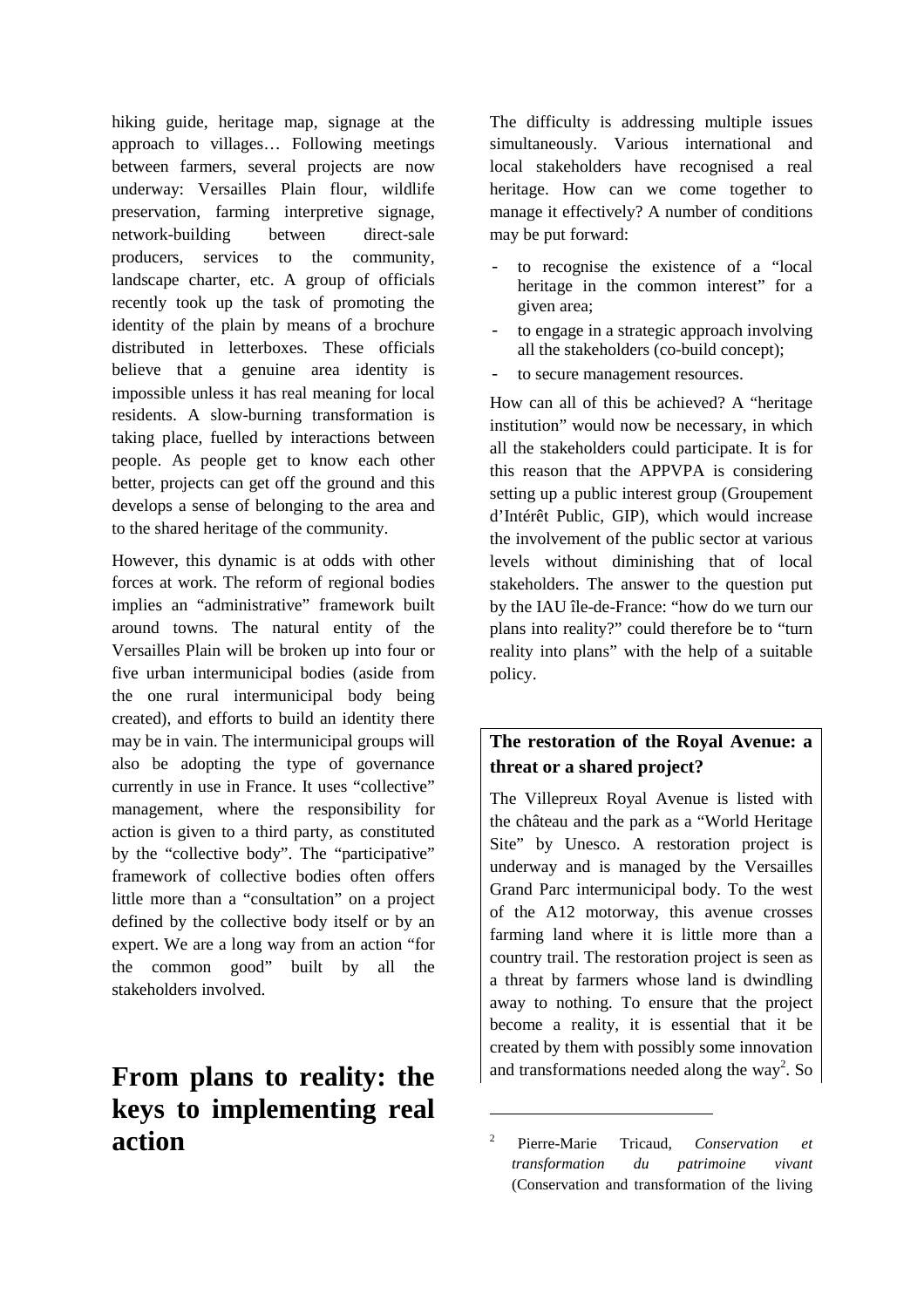hiking guide, heritage map, signage at the approach to villages… Following meetings between farmers, several projects are now underway: Versailles Plain flour, wildlife preservation, farming interpretive signage, network-building between direct-sale producers, services to the community, landscape charter, etc. A group of officials recently took up the task of promoting the identity of the plain by means of a brochure distributed in letterboxes. These officials believe that a genuine area identity is impossible unless it has real meaning for local residents. A slow-burning transformation is taking place, fuelled by interactions between people. As people get to know each other better, projects can get off the ground and this develops a sense of belonging to the area and to the shared heritage of the community.

However, this dynamic is at odds with other forces at work. The reform of regional bodies implies an "administrative" framework built around towns. The natural entity of the Versailles Plain will be broken up into four or five urban intermunicipal bodies (aside from the one rural intermunicipal body being created), and efforts to build an identity there may be in vain. The intermunicipal groups will also be adopting the type of governance currently in use in France. It uses "collective" management, where the responsibility for action is given to a third party, as constituted by the "collective body". The "participative" framework of collective bodies often offers little more than a "consultation" on a project defined by the collective body itself or by an expert. We are a long way from an action "for the common good" built by all the stakeholders involved.

## From plans to reality: the keys to implementing real action

The difficulty is addressing multiple issues simultaneously. Various international and local stakeholders have recognised a real heritage. How can we come together to manage it effectively? A number of conditions may be put forward:

- to recognise the existence of a "local heritage in the common interest" for a given area;
- to engage in a strategic approach involving all the stakeholders (co-build concept);
- to secure management resources.

How can all of this be achieved? A "heritage institution" would now be necessary, in which all the stakeholders could participate. It is for this reason that the APPVPA is considering setting up a public interest group (Groupement d'Intérêt Public, GIP), which would increase the involvement of the public sector at various levels without diminishing that of local stakeholders. The answer to the question put by the IAU île-de-France: "how do we turn our plans into reality?" could therefore be to "turn reality into plans" with the help of a suitable policy.

**The restoration of the Royal Avenue: a threat or a shared project?**

The Villepreux Royal Avenue is listed with the château and the park as a "World Heritage Site" by Unesco. A restoration project is underway and is managed by the Versailles Grand Parc intermunicipal body. To the west of the A12 motorway, this avenue crosses farming land where it is little more than a country trail. The restoration project is seen as a threat by farmers whose land is dwindling away to nothing. To ensure that the project become a reality, it is essential that it be created by them with possibly some innovation and transformations needed along the way[2]. So

[2] Pierre-Marie Tricaud, *Conservation et transformation du patrimoine vivant* (Conservation and transformation of the living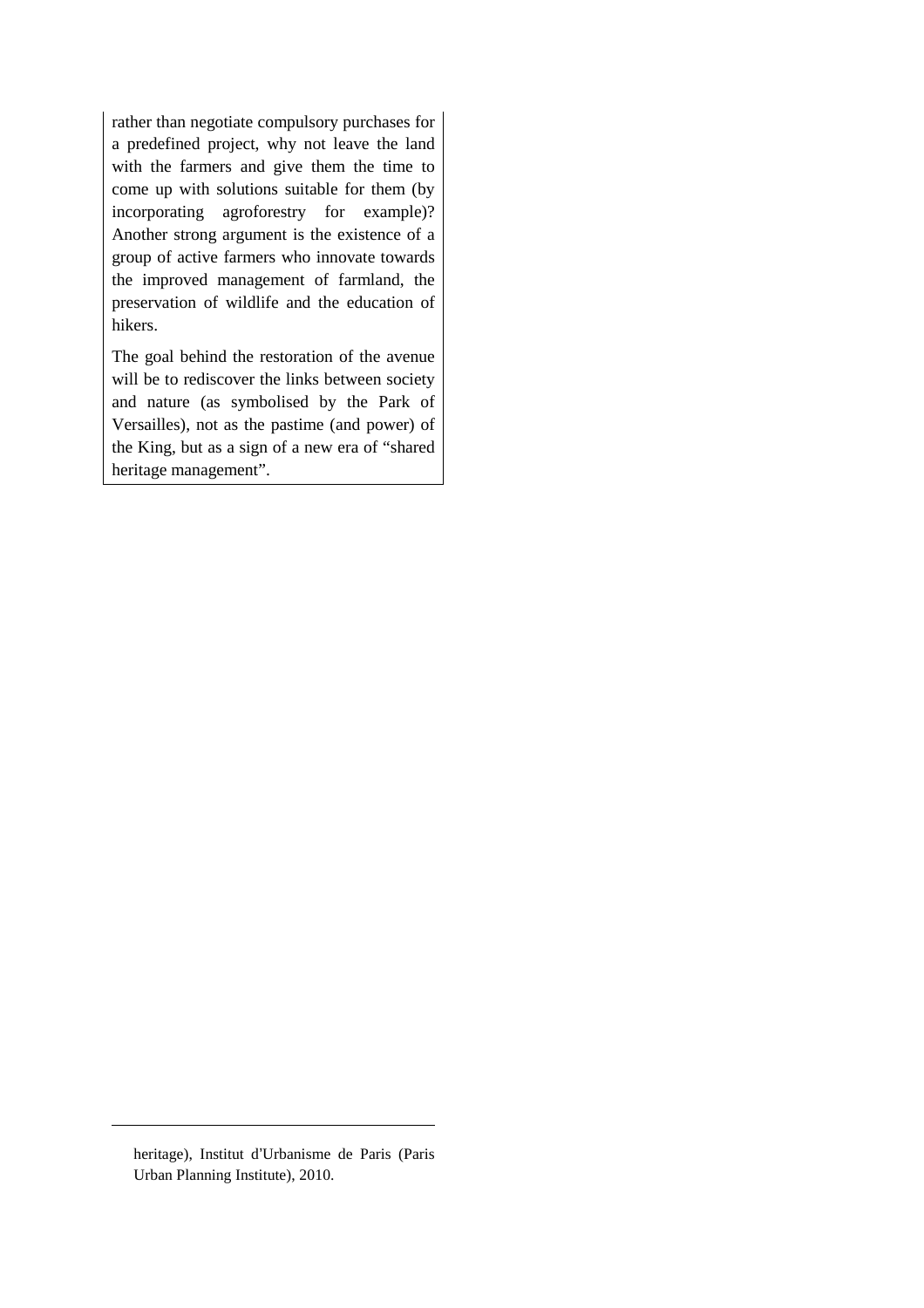rather than negotiate compulsory purchases for a predefined project, why not leave the land with the farmers and give them the time to come up with solutions suitable for them (by incorporating agroforestry for example)? Another strong argument is the existence of a group of active farmers who innovate towards the improved management of farmland, the preservation of wildlife and the education of hikers.

The goal behind the restoration of the avenue will be to rediscover the links between society and nature (as symbolised by the Park of Versailles), not as the pastime (and power) of the King, but as a sign of a new era of "shared heritage management".

---

heritage), Institut d'Urbanisme de Paris (Paris Urban Planning Institute), 2010.